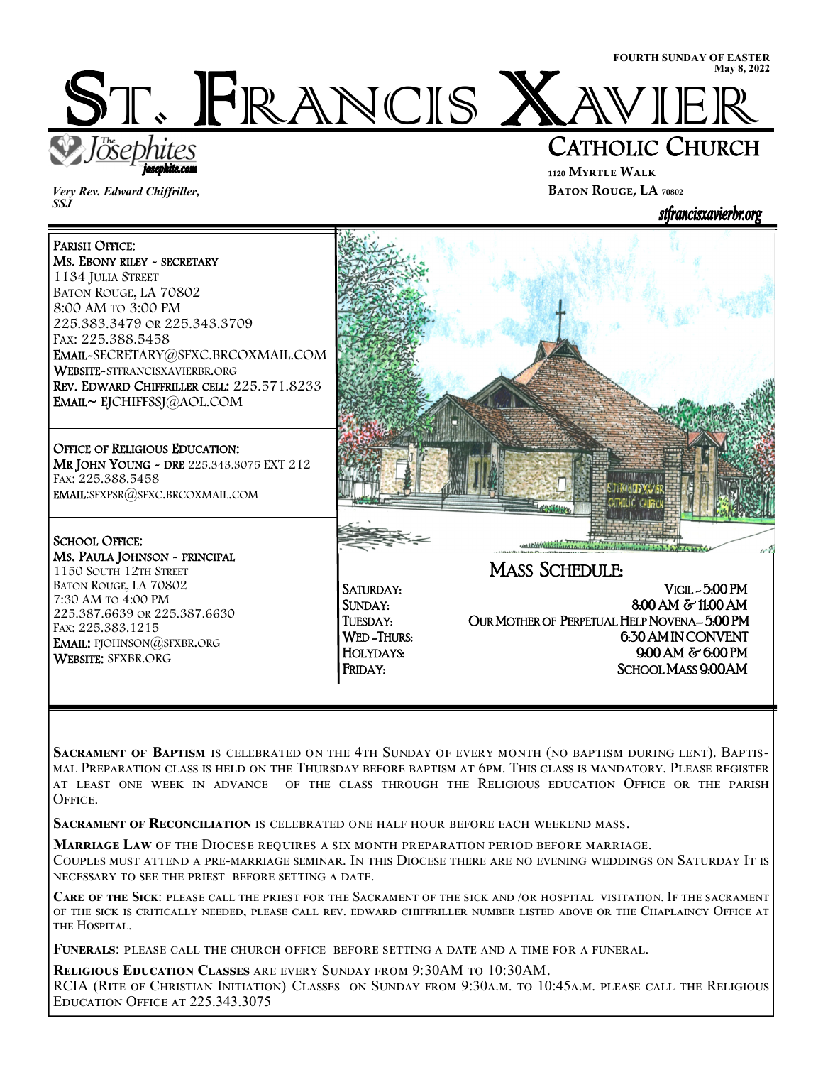FOURTH SUNDAY OF EASTER
May 8, 2022

# ST. FRANCIS XAVIER

## CATHOLIC CHURCH

1120 Myrtle Walk
Baton Rouge, LA 70802

The Josephites
josephite.com

*Very Rev. Edward Chiffriller, SSJ*

stfrancisxavierbr.org

**Parish Office:**
**Ms. Ebony Riley ~ Secretary**
1134 Julia Street
Baton Rouge, LA 70802
8:00 AM to 3:00 PM
225.383.3479 or 225.343.3709
Fax: 225.388.5458
**Email**~SECRETARY@SFXC.BRCOXMAIL.COM
**Website**~STFRANCISXAVIERBR.ORG
**Rev. Edward Chiffriller cell:** 225.571.8233
**Email**~ EJCHIFFSSJ@AOL.COM

**Office of Religious Education:**
**Mr John Young ~ DRE** 225.343.3075 EXT 212
Fax: 225.388.5458
**EMAIL:**SFXPSR@SFXC.BRCOXMAIL.COM

**School Office:**
**Ms. Paula Johnson ~ Principal**
1150 South 12th Street
Baton Rouge, LA 70802
7:30 AM to 4:00 PM
225.387.6639 or 225.387.6630
Fax: 225.383.1215
**Email:** PJOHNSON@SFXBR.ORG
**Website:** SFXBR.ORG

## Mass Schedule:

| | |
|---|---|
| Saturday: | Vigil - 5:00 PM |
| Sunday: | 8:00 AM & 11:00 AM |
| Tuesday: | Our Mother of Perpetual Help Novena– 5:00 PM |
| Wed -Thurs: | 6:30 AM in Convent |
| Holydays: | 9:00 AM & 6:00 PM |
| Friday: | School Mass 9:00AM |

**Sacrament of Baptism** is celebrated on the 4th Sunday of every month (no baptism during Lent). Baptismal Preparation class is held on the Thursday before baptism at 6pm. This class is mandatory. Please register at least one week in advance of the class through the Religious education Office or the parish Office.

**Sacrament of Reconciliation** is celebrated one half hour before each weekend mass.

**Marriage Law** of the Diocese requires a six month preparation period before marriage.
Couples must attend a pre-marriage seminar. In this Diocese there are no evening weddings on Saturday It is necessary to see the priest before setting a date.

**Care of the Sick**: please call the priest for the Sacrament of the sick and /or hospital visitation. If the sacrament of the sick is critically needed, please call rev. edward chiffriller number listed above or the Chaplaincy Office at the Hospital.

**Funerals**: please call the church office before setting a date and a time for a funeral.

**Religious Education Classes** are every Sunday from 9:30AM to 10:30AM.
RCIA (Rite of Christian Initiation) Classes on Sunday from 9:30a.m. to 10:45a.m. please call the Religious Education Office at 225.343.3075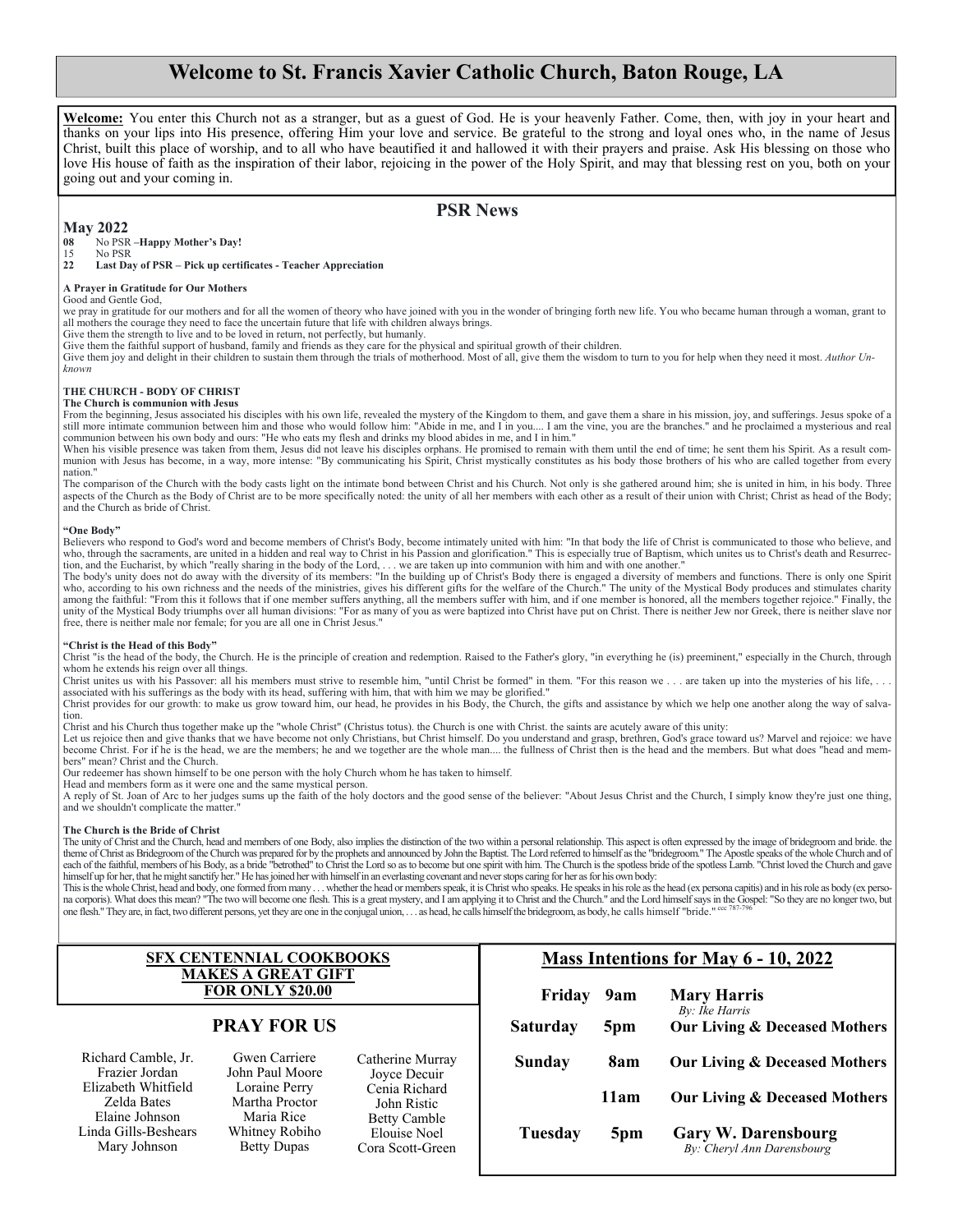# Welcome to St. Francis Xavier Catholic Church, Baton Rouge, LA

**Welcome:** You enter this Church not as a stranger, but as a guest of God. He is your heavenly Father. Come, then, with joy in your heart and thanks on your lips into His presence, offering Him your love and service. Be grateful to the strong and loyal ones who, in the name of Jesus Christ, built this place of worship, and to all who have beautified it and hallowed it with their prayers and praise. Ask His blessing on those who love His house of faith as the inspiration of their labor, rejoicing in the power of the Holy Spirit, and may that blessing rest on you, both on your going out and your coming in.

## PSR News

### May 2022

**08** No PSR –**Happy Mother's Day!**
15 No PSR
**22 Last Day of PSR – Pick up certificates - Teacher Appreciation**

**A Prayer in Gratitude for Our Mothers**

Good and Gentle God,
we pray in gratitude for our mothers and for all the women of theory who have joined with you in the wonder of bringing forth new life. You who became human through a woman, grant to all mothers the courage they need to face the uncertain future that life with children always brings.
Give them the strength to live and to be loved in return, not perfectly, but humanly.
Give them the faithful support of husband, family and friends as they care for the physical and spiritual growth of their children.
Give them joy and delight in their children to sustain them through the trials of motherhood. Most of all, give them the wisdom to turn to you for help when they need it most. *Author Unknown*

**THE CHURCH - BODY OF CHRIST**

**The Church is communion with Jesus**

From the beginning, Jesus associated his disciples with his own life, revealed the mystery of the Kingdom to them, and gave them a share in his mission, joy, and sufferings. Jesus spoke of a still more intimate communion between him and those who would follow him: "Abide in me, and I in you.... I am the vine, you are the branches." and he proclaimed a mysterious and real communion between his own body and ours: "He who eats my flesh and drinks my blood abides in me, and I in him."

When his visible presence was taken from them, Jesus did not leave his disciples orphans. He promised to remain with them until the end of time; he sent them his Spirit. As a result communion with Jesus has become, in a way, more intense: "By communicating his Spirit, Christ mystically constitutes as his body those brothers of his who are called together from every nation."

The comparison of the Church with the body casts light on the intimate bond between Christ and his Church. Not only is she gathered around him; she is united in him, in his body. Three aspects of the Church as the Body of Christ are to be more specifically noted: the unity of all her members with each other as a result of their union with Christ; Christ as head of the Body; and the Church as bride of Christ.

**"One Body"**

Believers who respond to God's word and become members of Christ's Body, become intimately united with him: "In that body the life of Christ is communicated to those who believe, and who, through the sacraments, are united in a hidden and real way to Christ in his Passion and glorification." This is especially true of Baptism, which unites us to Christ's death and Resurrection, and the Eucharist, by which "really sharing in the body of the Lord, . . . we are taken up into communion with him and with one another."

The body's unity does not do away with the diversity of its members: "In the building up of Christ's Body there is engaged a diversity of members and functions. There is only one Spirit who, according to his own richness and the needs of the ministries, gives his different gifts for the welfare of the Church." The unity of the Mystical Body produces and stimulates charity among the faithful: "From this it follows that if one member suffers anything, all the members suffer with him, and if one member is honored, all the members together rejoice." Finally, the unity of the Mystical Body triumphs over all human divisions: "For as many of you as were baptized into Christ have put on Christ. There is neither Jew nor Greek, there is neither slave nor free, there is neither male nor female; for you are all one in Christ Jesus."

**"Christ is the Head of this Body"**

Christ "is the head of the body, the Church. He is the principle of creation and redemption. Raised to the Father's glory, "in everything he (is) preeminent," especially in the Church, through whom he extends his reign over all things.

Christ unites us with his Passover: all his members must strive to resemble him, "until Christ be formed" in them. "For this reason we . . . are taken up into the mysteries of his life, . . . associated with his sufferings as the body with its head, suffering with him, that with him we may be glorified."

Christ provides for our growth: to make us grow toward him, our head, he provides in his Body, the Church, the gifts and assistance by which we help one another along the way of salvation.

Christ and his Church thus together make up the "whole Christ" (Christus totus). the Church is one with Christ. the saints are acutely aware of this unity:

Let us rejoice then and give thanks that we have become not only Christians, but Christ himself. Do you understand and grasp, brethren, God's grace toward us? Marvel and rejoice: we have become Christ. For if he is the head, we are the members; he and we together are the whole man.... the fullness of Christ then is the head and the members. But what does "head and members" mean? Christ and the Church.

Our redeemer has shown himself to be one person with the holy Church whom he has taken to himself.

Head and members form as it were one and the same mystical person.

A reply of St. Joan of Arc to her judges sums up the faith of the holy doctors and the good sense of the believer: "About Jesus Christ and the Church, I simply know they're just one thing, and we shouldn't complicate the matter."

**The Church is the Bride of Christ**

The unity of Christ and the Church, head and members of one Body, also implies the distinction of the two within a personal relationship. This aspect is often expressed by the image of bridegroom and bride. the theme of Christ as Bridegroom of the Church was prepared for by the prophets and announced by John the Baptist. The Lord referred to himself as the "bridegroom." The Apostle speaks of the whole Church and of each of the faithful, members of his Body, as a bride "betrothed" to Christ the Lord so as to become but one spirit with him. The Church is the spotless bride of the spotless Lamb. "Christ loved the Church and gave himself up for her, that he might sanctify her." He has joined her with himself in an everlasting covenant and never stops caring for her as for his own body:

This is the whole Christ, head and body, one formed from many . . . whether the head or members speak, it is Christ who speaks. He speaks in his role as the head (ex persona capitis) and in his role as body (ex persona corporis). What does this mean? "The two will become one flesh. This is a great mystery, and I am applying it to Christ and the Church." and the Lord himself says in the Gospel: "So they are no longer two, but one flesh." They are, in fact, two different persons, yet they are one in the conjugal union, . . . as head, he calls himself the bridegroom, as body, he calls himself "bride." [ccc 787-796]

**SFX CENTENNIAL COOKBOOKS MAKES A GREAT GIFT FOR ONLY $20.00**

## PRAY FOR US

Richard Camble, Jr.
Frazier Jordan
Elizabeth Whitfield
Zelda Bates
Elaine Johnson
Linda Gills-Beshears
Mary Johnson
Gwen Carriere
John Paul Moore
Loraine Perry
Martha Proctor
Maria Rice
Whitney Robiho
Betty Dupas
Catherine Murray
Joyce Decuir
Cenia Richard
John Ristic
Betty Camble
Elouise Noel
Cora Scott-Green

## Mass Intentions for May 6 - 10, 2022

| | | |
|---|---|---|
| **Friday** | **9am** | **Mary Harris** *By: Ike Harris* |
| **Saturday** | **5pm** | **Our Living & Deceased Mothers** |
| **Sunday** | **8am** | **Our Living & Deceased Mothers** |
| | **11am** | **Our Living & Deceased Mothers** |
| **Tuesday** | **5pm** | **Gary W. Darensbourg** *By: Cheryl Ann Darensbourg* |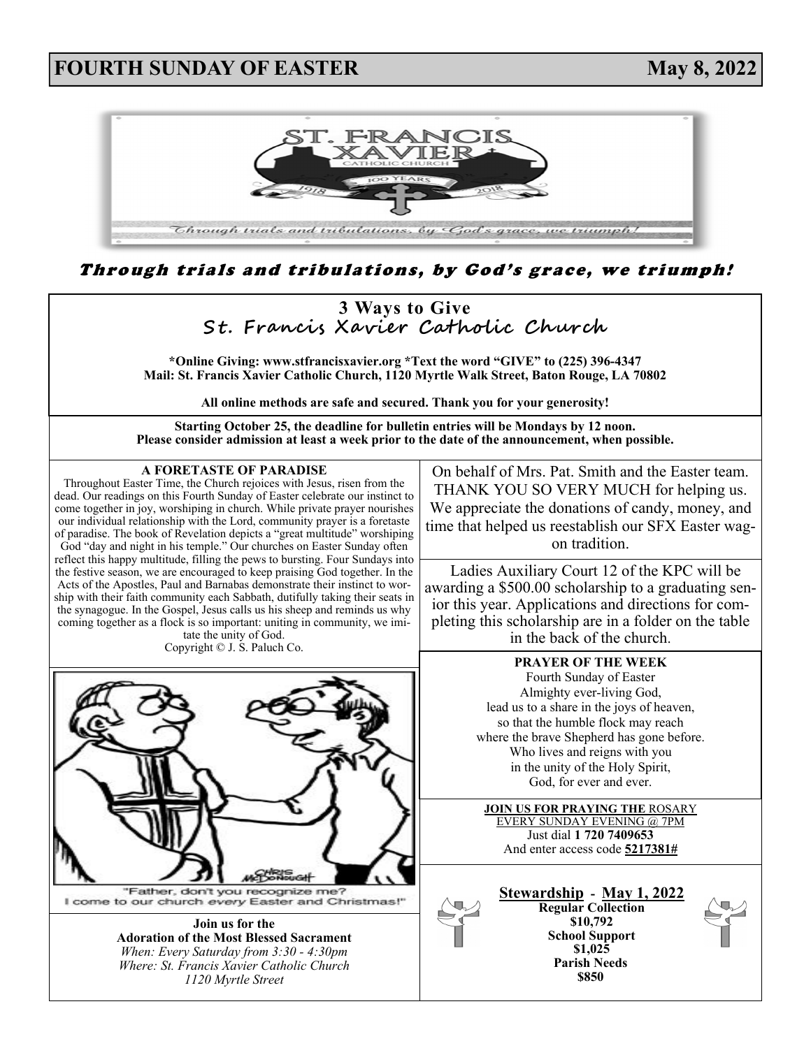# FOURTH SUNDAY OF EASTER — May 8, 2022

***Through trials and tribulations, by God's grace, we triumph!***

## 3 Ways to Give
### St. Francis Xavier Catholic Church

**\*Online Giving: www.stfrancisxavier.org \*Text the word "GIVE" to (225) 396-4347**
**Mail: St. Francis Xavier Catholic Church, 1120 Myrtle Walk Street, Baton Rouge, LA 70802**

**All online methods are safe and secured. Thank you for your generosity!**

**Starting October 25, the deadline for bulletin entries will be Mondays by 12 noon.**
**Please consider admission at least a week prior to the date of the announcement, when possible.**

### A FORETASTE OF PARADISE

Throughout Easter Time, the Church rejoices with Jesus, risen from the dead. Our readings on this Fourth Sunday of Easter celebrate our instinct to come together in joy, worshiping in church. While private prayer nourishes our individual relationship with the Lord, community prayer is a foretaste of paradise. The book of Revelation depicts a "great multitude" worshiping God "day and night in his temple." Our churches on Easter Sunday often reflect this happy multitude, filling the pews to bursting. Four Sundays into the festive season, we are encouraged to keep praising God together. In the Acts of the Apostles, Paul and Barnabas demonstrate their instinct to worship with their faith community each Sabbath, dutifully taking their seats in the synagogue. In the Gospel, Jesus calls us his sheep and reminds us why coming together as a flock is so important: uniting in community, we imitate the unity of God.

Copyright © J. S. Paluch Co.

"Father, don't you recognize me? I come to our church *every* Easter and Christmas!"

**Join us for the**
**Adoration of the Most Blessed Sacrament**
*When: Every Saturday from 3:30 - 4:30pm*
*Where: St. Francis Xavier Catholic Church*
*1120 Myrtle Street*

On behalf of Mrs. Pat. Smith and the Easter team. THANK YOU SO VERY MUCH for helping us. We appreciate the donations of candy, money, and time that helped us reestablish our SFX Easter wagon tradition.

Ladies Auxiliary Court 12 of the KPC will be awarding a $500.00 scholarship to a graduating senior this year. Applications and directions for completing this scholarship are in a folder on the table in the back of the church.

### PRAYER OF THE WEEK

Fourth Sunday of Easter
Almighty ever-living God,
lead us to a share in the joys of heaven,
so that the humble flock may reach
where the brave Shepherd has gone before.
Who lives and reigns with you
in the unity of the Holy Spirit,
God, for ever and ever.

**JOIN US FOR PRAYING THE** ROSARY
EVERY SUNDAY EVENING @ 7PM
Just dial **1 720 7409653**
And enter access code **5217381#**

### Stewardship - May 1, 2022

**Regular Collection**
**$10,792**
**School Support**
**$1,025**
**Parish Needs**
**$850**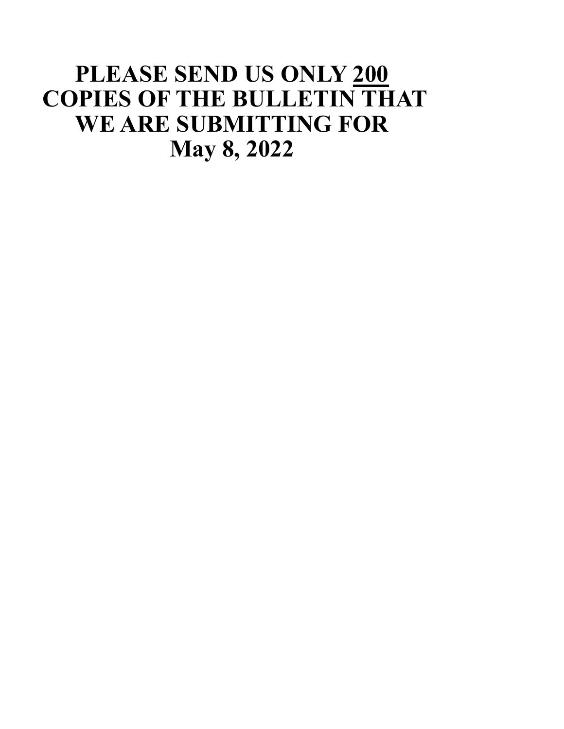**PLEASE SEND US ONLY <u>200</u> COPIES OF THE BULLETIN THAT WE ARE SUBMITTING FOR May 8, 2022**